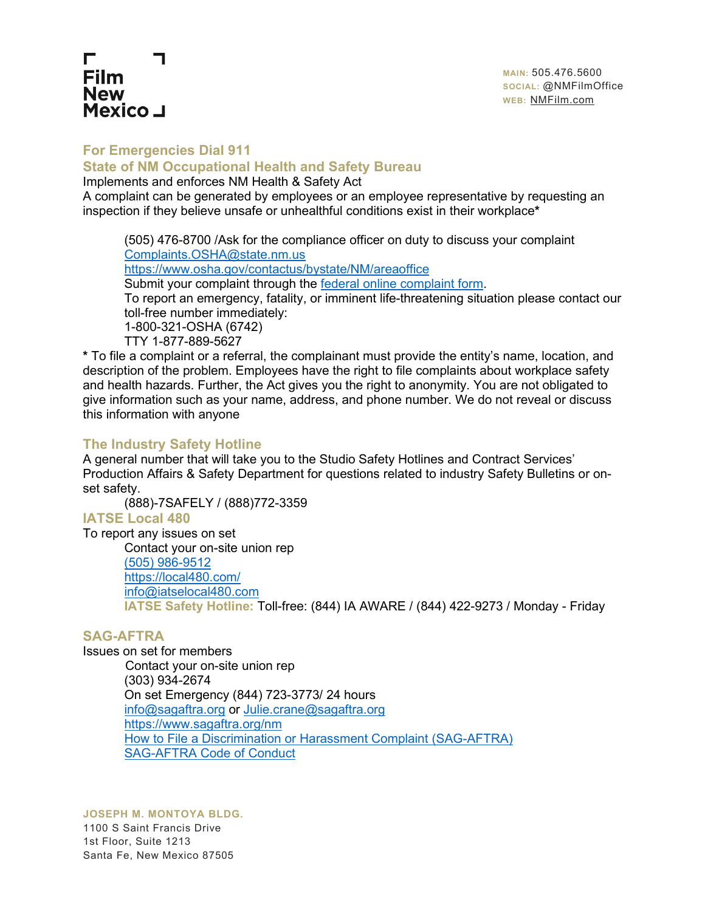Film New Mexico

**MAIN:** 505.476.5600
**SOCIAL:** @NMFilmOffice
**WEB:** NMFilm.com

## For Emergencies Dial 911

## State of NM Occupational Health and Safety Bureau

Implements and enforces NM Health & Safety Act

A complaint can be generated by employees or an employee representative by requesting an inspection if they believe unsafe or unhealthful conditions exist in their workplace*

> (505) 476-8700 /Ask for the compliance officer on duty to discuss your complaint
> Complaints.OSHA@state.nm.us
> https://www.osha.gov/contactus/bystate/NM/areaoffice
> Submit your complaint through the federal online complaint form.
> To report an emergency, fatality, or imminent life-threatening situation please contact our toll-free number immediately:
> 1-800-321-OSHA (6742)
> TTY 1-877-889-5627

* To file a complaint or a referral, the complainant must provide the entity's name, location, and description of the problem. Employees have the right to file complaints about workplace safety and health hazards. Further, the Act gives you the right to anonymity. You are not obligated to give information such as your name, address, and phone number. We do not reveal or discuss this information with anyone

## The Industry Safety Hotline

A general number that will take you to the Studio Safety Hotlines and Contract Services' Production Affairs & Safety Department for questions related to industry Safety Bulletins or on-set safety.

> (888)-7SAFELY / (888)772-3359

## IATSE Local 480

To report any issues on set

> Contact your on-site union rep
> (505) 986-9512
> https://local480.com/
> info@iatselocal480.com
> **IATSE Safety Hotline:** Toll-free: (844) IA AWARE / (844) 422-9273 / Monday - Friday

## SAG-AFTRA

Issues on set for members

> Contact your on-site union rep
> (303) 934-2674
> On set Emergency (844) 723-3773/ 24 hours
> info@sagaftra.org or Julie.crane@sagaftra.org
> https://www.sagaftra.org/nm
> How to File a Discrimination or Harassment Complaint (SAG-AFTRA)
> SAG-AFTRA Code of Conduct

**JOSEPH M. MONTOYA BLDG.**
1100 S Saint Francis Drive
1st Floor, Suite 1213
Santa Fe, New Mexico 87505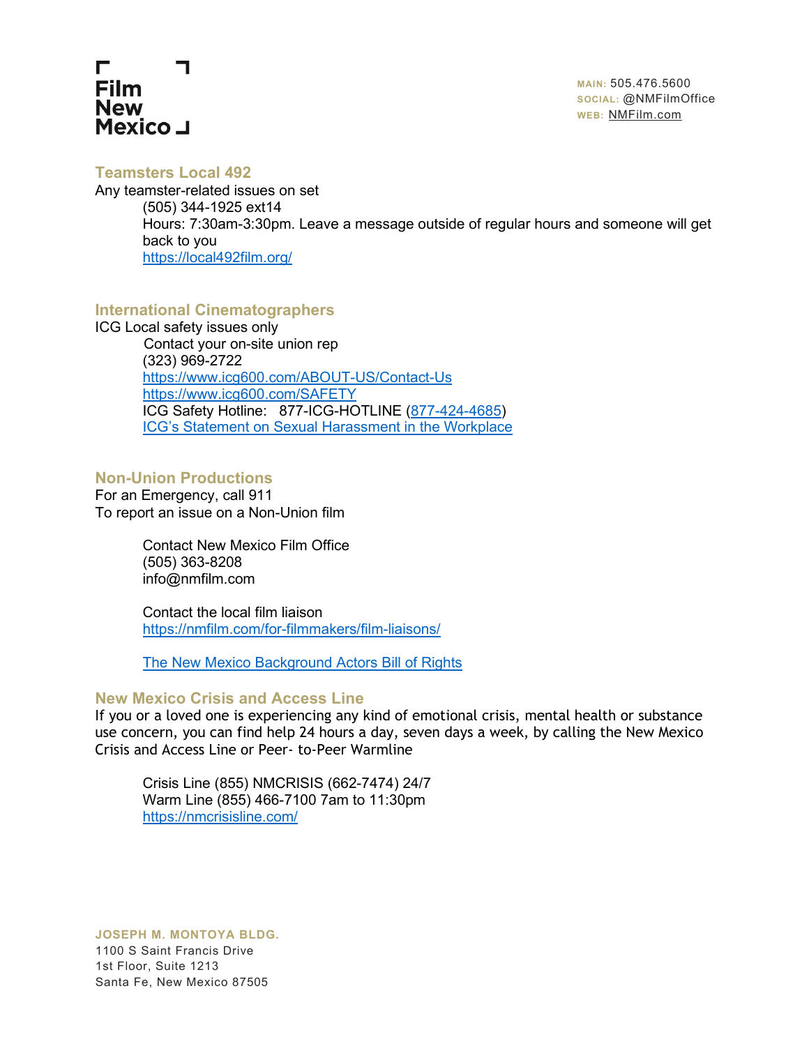## Teamsters Local 492

Any teamster-related issues on set

(505) 344-1925 ext14
Hours: 7:30am-3:30pm. Leave a message outside of regular hours and someone will get back to you
https://local492film.org/

## International Cinematographers

ICG Local safety issues only

Contact your on-site union rep
(323) 969-2722
https://www.icg600.com/ABOUT-US/Contact-Us
https://www.icg600.com/SAFETY
ICG Safety Hotline: 877-ICG-HOTLINE (877-424-4685)
ICG's Statement on Sexual Harassment in the Workplace

## Non-Union Productions

For an Emergency, call 911
To report an issue on a Non-Union film

Contact New Mexico Film Office
(505) 363-8208
info@nmfilm.com

Contact the local film liaison
https://nmfilm.com/for-filmmakers/film-liaisons/

The New Mexico Background Actors Bill of Rights

## New Mexico Crisis and Access Line

If you or a loved one is experiencing any kind of emotional crisis, mental health or substance use concern, you can find help 24 hours a day, seven days a week, by calling the New Mexico Crisis and Access Line or Peer- to-Peer Warmline

Crisis Line (855) NMCRISIS (662-7474) 24/7
Warm Line (855) 466-7100 7am to 11:30pm
https://nmcrisisline.com/